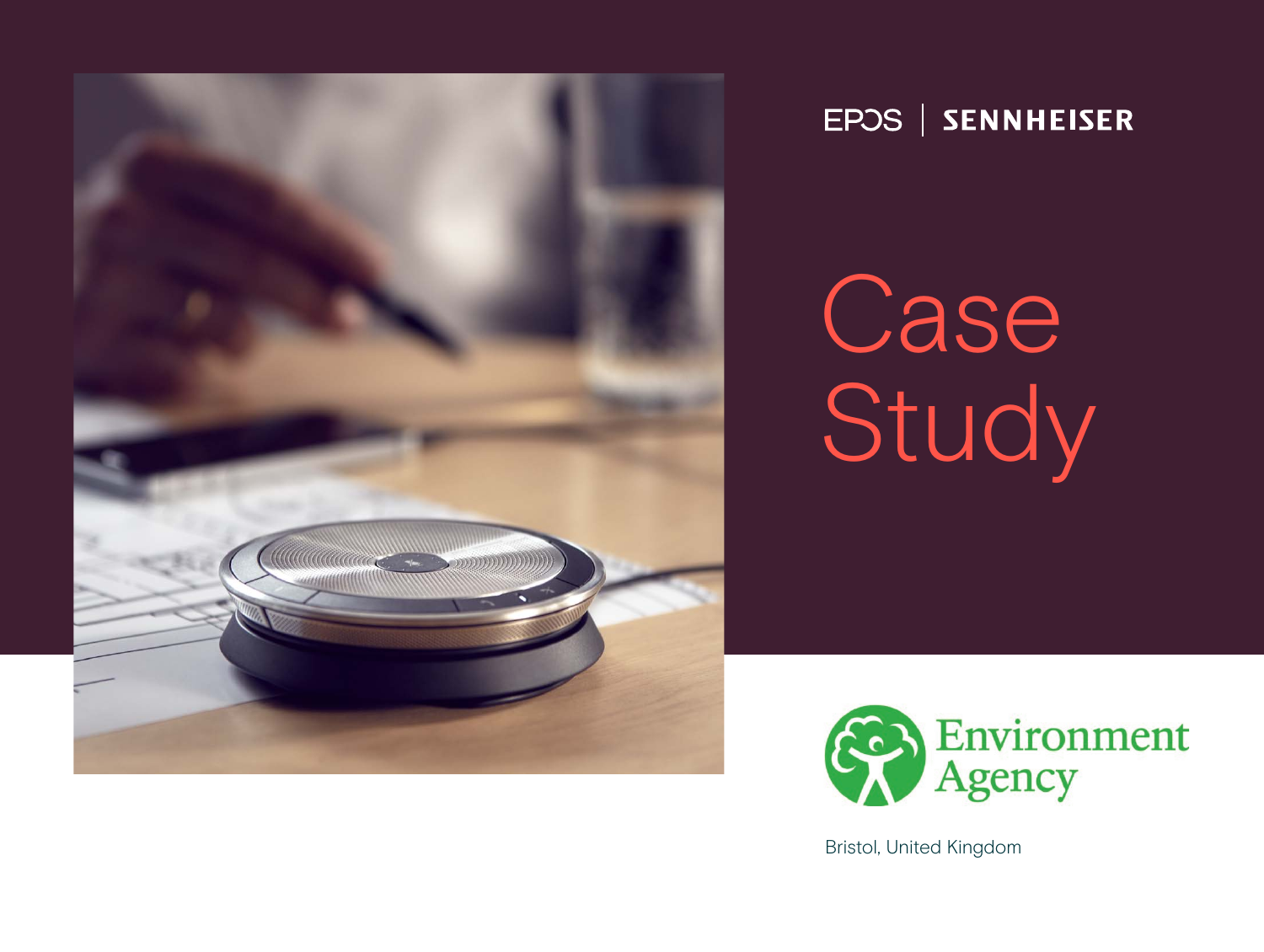EPOS | SENNHEISER

# Case Study

Environment Agency

Bristol, United Kingdom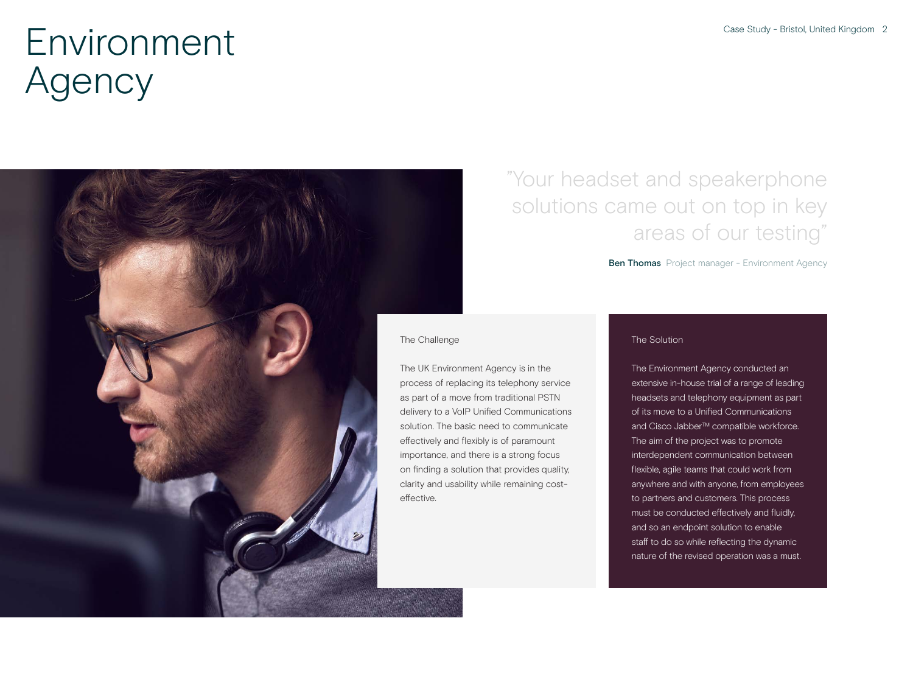# Environment Agency

> ”Your headset and speakerphone solutions came out on top in key areas of our testing”

**Ben Thomas** Project manager - Environment Agency

## The Challenge

The UK Environment Agency is in the process of replacing its telephony service as part of a move from traditional PSTN delivery to a VoIP Unified Communications solution. The basic need to communicate effectively and flexibly is of paramount importance, and there is a strong focus on finding a solution that provides quality, clarity and usability while remaining cost-effective.

## The Solution

The Environment Agency conducted an extensive in-house trial of a range of leading headsets and telephony equipment as part of its move to a Unified Communications and Cisco Jabber™ compatible workforce. The aim of the project was to promote interdependent communication between flexible, agile teams that could work from anywhere and with anyone, from employees to partners and customers. This process must be conducted effectively and fluidly, and so an endpoint solution to enable staff to do so while reflecting the dynamic nature of the revised operation was a must.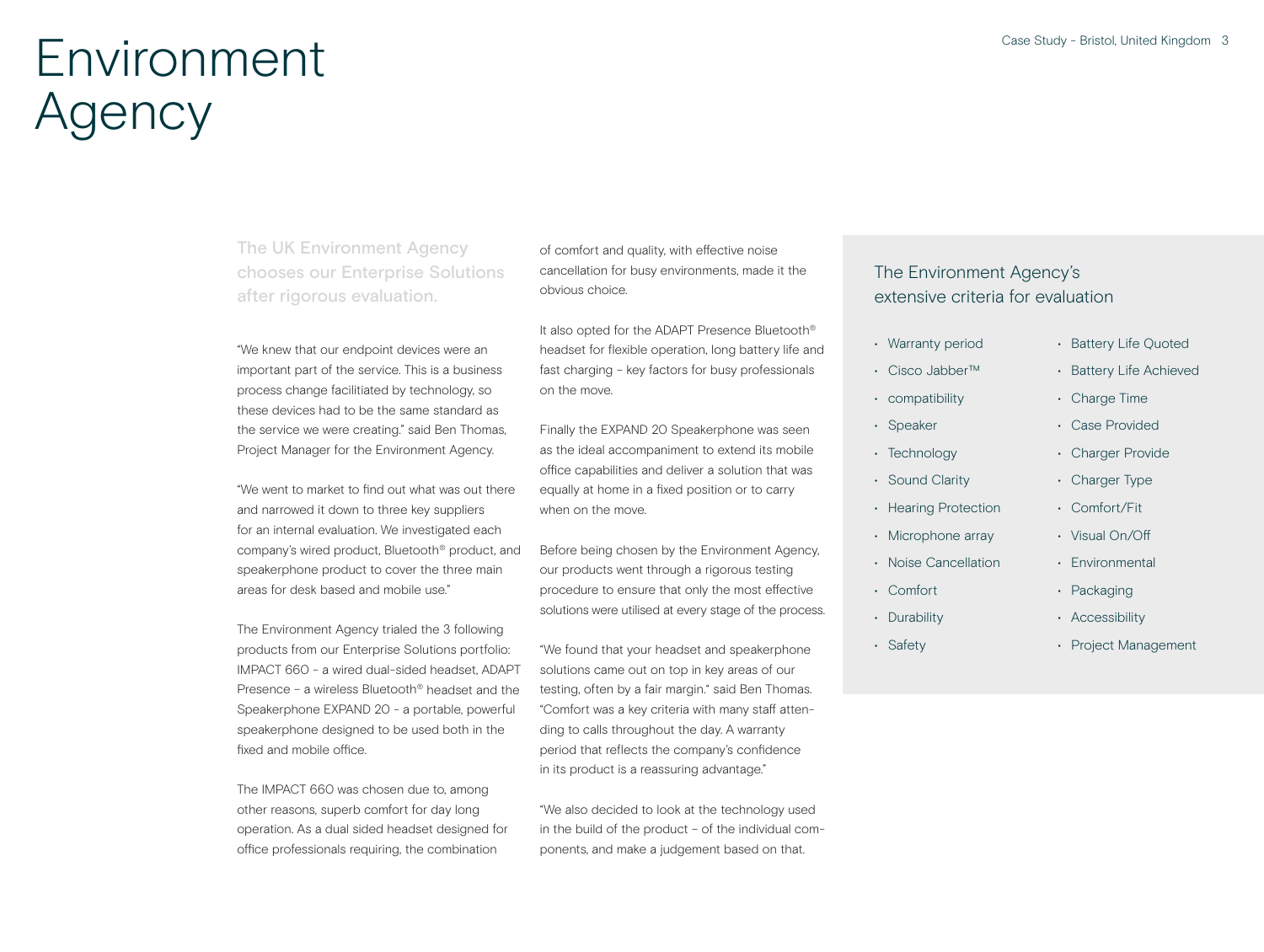# Environment Agency

## The UK Environment Agency chooses our Enterprise Solutions after rigorous evaluation.

"We knew that our endpoint devices were an important part of the service. This is a business process change facilitiated by technology, so these devices had to be the same standard as the service we were creating." said Ben Thomas, Project Manager for the Environment Agency.

"We went to market to find out what was out there and narrowed it down to three key suppliers for an internal evaluation. We investigated each company's wired product, Bluetooth® product, and speakerphone product to cover the three main areas for desk based and mobile use."

The Environment Agency trialed the 3 following products from our Enterprise Solutions portfolio: IMPACT 660 - a wired dual-sided headset, ADAPT Presence – a wireless Bluetooth® headset and the Speakerphone EXPAND 20 - a portable, powerful speakerphone designed to be used both in the fixed and mobile office.

The IMPACT 660 was chosen due to, among other reasons, superb comfort for day long operation. As a dual sided headset designed for office professionals requiring, the combination of comfort and quality, with effective noise cancellation for busy environments, made it the obvious choice.

It also opted for the ADAPT Presence Bluetooth® headset for flexible operation, long battery life and fast charging – key factors for busy professionals on the move.

Finally the EXPAND 20 Speakerphone was seen as the ideal accompaniment to extend its mobile office capabilities and deliver a solution that was equally at home in a fixed position or to carry when on the move.

Before being chosen by the Environment Agency, our products went through a rigorous testing procedure to ensure that only the most effective solutions were utilised at every stage of the process.

"We found that your headset and speakerphone solutions came out on top in key areas of our testing, often by a fair margin." said Ben Thomas. "Comfort was a key criteria with many staff attending to calls throughout the day. A warranty period that reflects the company's confidence in its product is a reassuring advantage."

"We also decided to look at the technology used in the build of the product – of the individual components, and make a judgement based on that.

### The Environment Agency's extensive criteria for evaluation

- Warranty period
- Cisco Jabber™
- compatibility
- Speaker
- Technology
- Sound Clarity
- Hearing Protection
- Microphone array
- Noise Cancellation
- Comfort
- Durability
- Safety
- Battery Life Quoted
- Battery Life Achieved
- Charge Time
- Case Provided
- Charger Provide
- Charger Type
- Comfort/Fit
- Visual On/Off
- Environmental
- Packaging
- Accessibility
- Project Management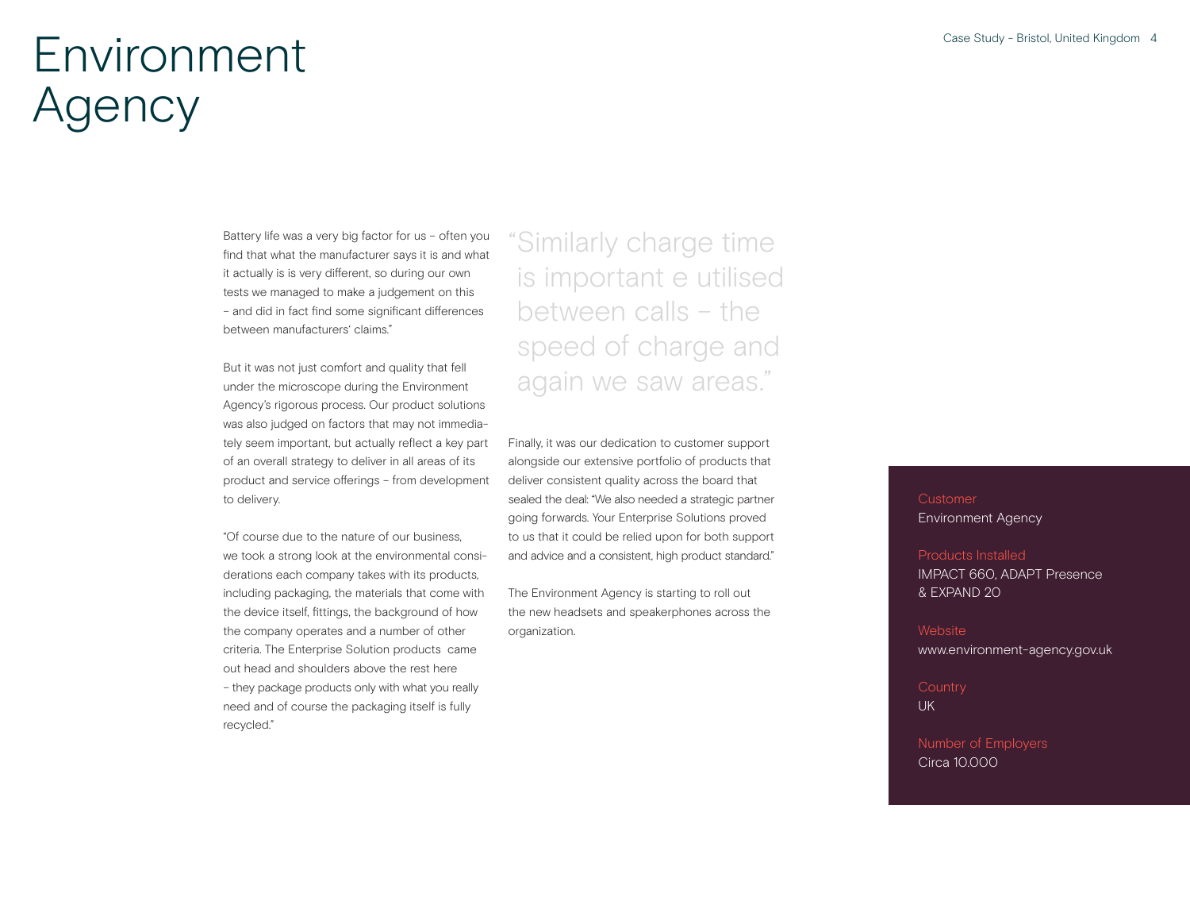# Environment Agency

Battery life was a very big factor for us – often you find that what the manufacturer says it is and what it actually is is very different, so during our own tests we managed to make a judgement on this – and did in fact find some significant differences between manufacturers' claims."

But it was not just comfort and quality that fell under the microscope during the Environment Agency's rigorous process. Our product solutions was also judged on factors that may not immediately seem important, but actually reflect a key part of an overall strategy to deliver in all areas of its product and service offerings – from development to delivery.

"Of course due to the nature of our business, we took a strong look at the environmental considerations each company takes with its products, including packaging, the materials that come with the device itself, fittings, the background of how the company operates and a number of other criteria. The Enterprise Solution products came out head and shoulders above the rest here – they package products only with what you really need and of course the packaging itself is fully recycled."

> "Similarly charge time is important e utilised between calls – the speed of charge and again we saw areas."

Finally, it was our dedication to customer support alongside our extensive portfolio of products that deliver consistent quality across the board that sealed the deal: "We also needed a strategic partner going forwards. Your Enterprise Solutions proved to us that it could be relied upon for both support and advice and a consistent, high product standard."

The Environment Agency is starting to roll out the new headsets and speakerphones across the organization.

**Customer**
Environment Agency

**Products Installed**
IMPACT 660, ADAPT Presence & EXPAND 20

**Website**
www.environment-agency.gov.uk

**Country**
UK

**Number of Employers**
Circa 10.000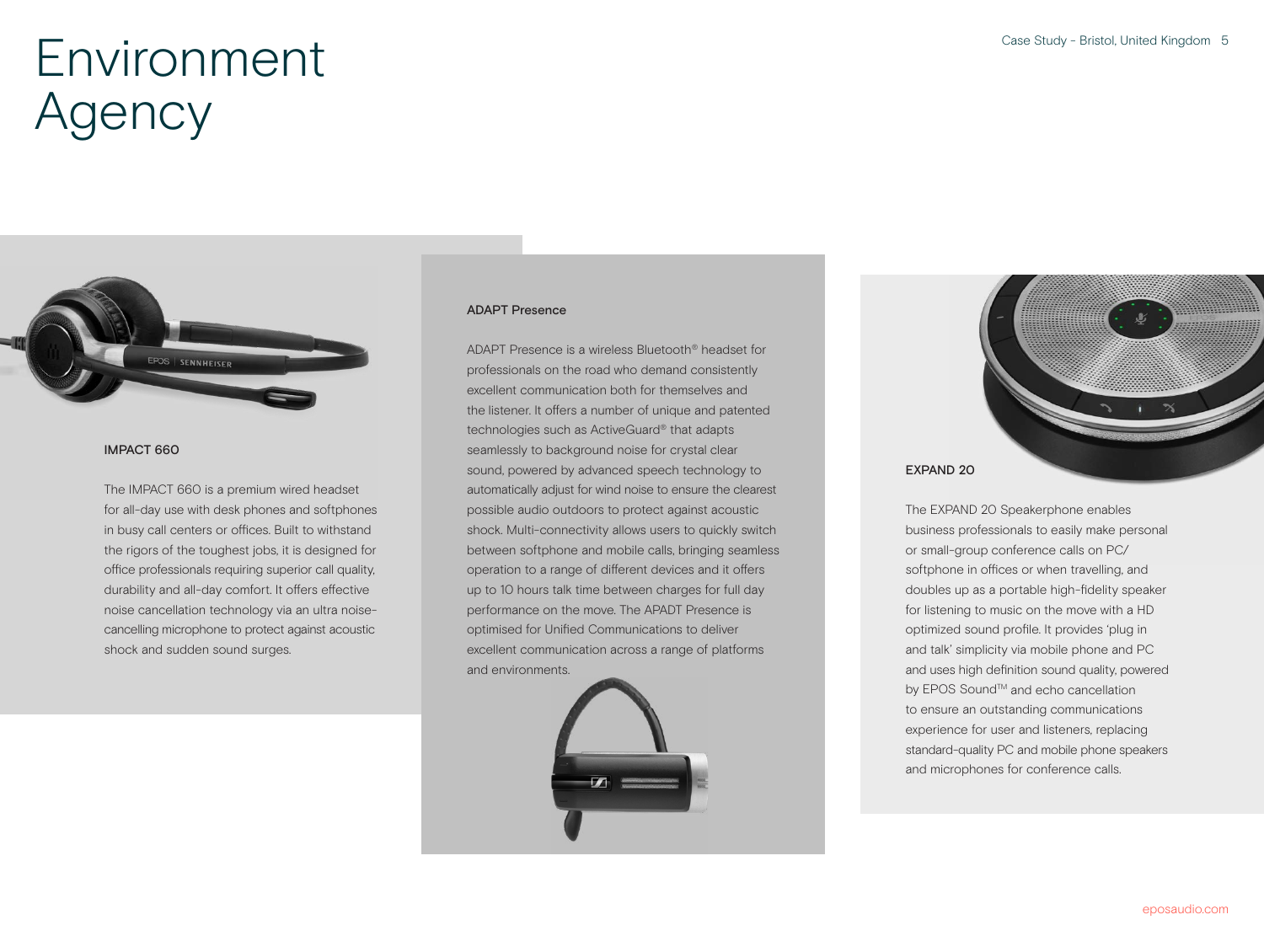# Environment Agency

### IMPACT 660

The IMPACT 660 is a premium wired headset for all-day use with desk phones and softphones in busy call centers or offices. Built to withstand the rigors of the toughest jobs, it is designed for office professionals requiring superior call quality, durability and all-day comfort. It offers effective noise cancellation technology via an ultra noise-cancelling microphone to protect against acoustic shock and sudden sound surges.

### ADAPT Presence

ADAPT Presence is a wireless Bluetooth® headset for professionals on the road who demand consistently excellent communication both for themselves and the listener. It offers a number of unique and patented technologies such as ActiveGuard® that adapts seamlessly to background noise for crystal clear sound, powered by advanced speech technology to automatically adjust for wind noise to ensure the clearest possible audio outdoors to protect against acoustic shock. Multi-connectivity allows users to quickly switch between softphone and mobile calls, bringing seamless operation to a range of different devices and it offers up to 10 hours talk time between charges for full day performance on the move. The APADT Presence is optimised for Unified Communications to deliver excellent communication across a range of platforms and environments.

### EXPAND 20

The EXPAND 20 Speakerphone enables business professionals to easily make personal or small-group conference calls on PC/softphone in offices or when travelling, and doubles up as a portable high-fidelity speaker for listening to music on the move with a HD optimized sound profile. It provides 'plug in and talk' simplicity via mobile phone and PC and uses high definition sound quality, powered by EPOS Sound™ and echo cancellation to ensure an outstanding communications experience for user and listeners, replacing standard-quality PC and mobile phone speakers and microphones for conference calls.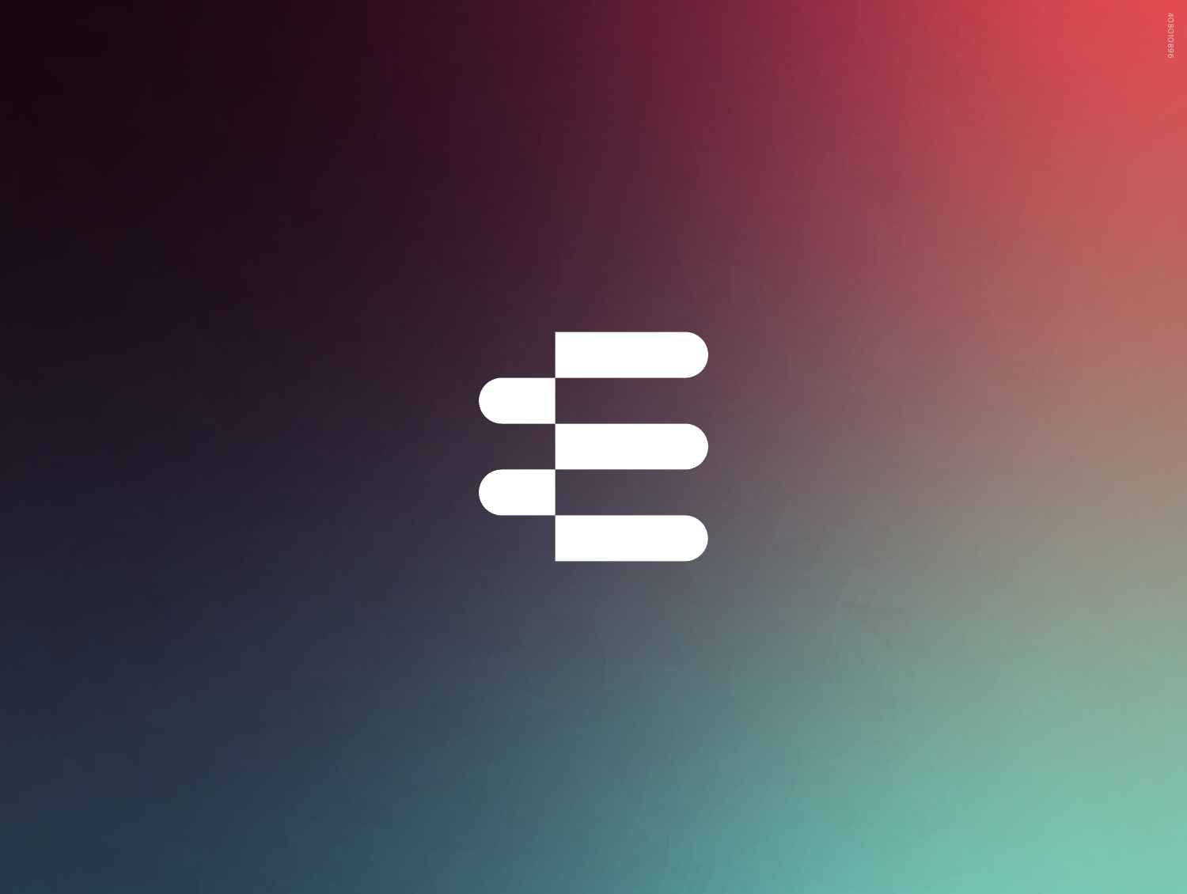4080010896